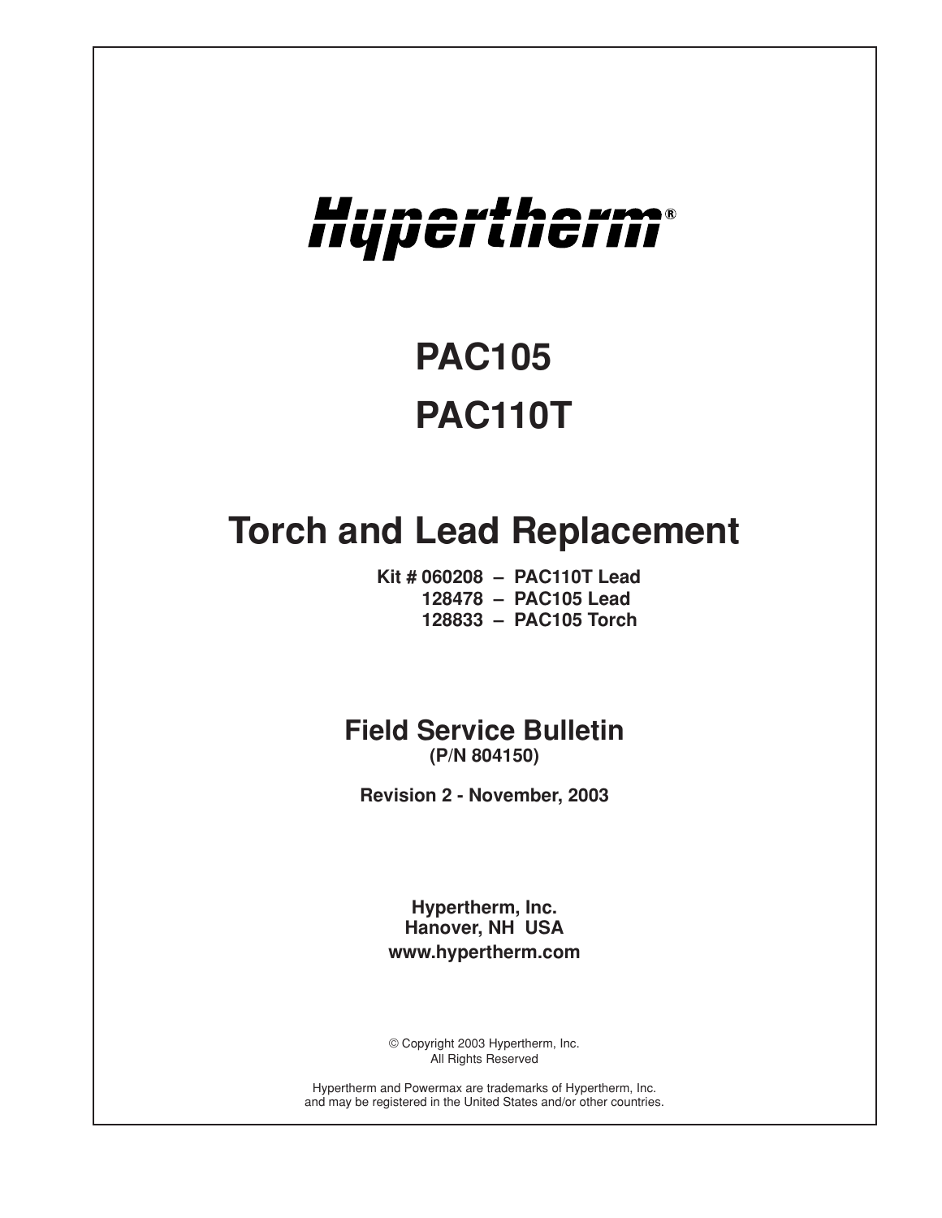# Hypertherm®

# PAC105

# PAC110T

# Torch and Lead Replacement

**Kit # 060208 – PAC110T Lead**
**128478 – PAC105 Lead**
**128833 – PAC105 Torch**

## Field Service Bulletin

**(P/N 804150)**

**Revision 2 - November, 2003**

**Hypertherm, Inc.**
**Hanover, NH USA**
**www.hypertherm.com**

© Copyright 2003 Hypertherm, Inc.
All Rights Reserved

Hypertherm and Powermax are trademarks of Hypertherm, Inc.
and may be registered in the United States and/or other countries.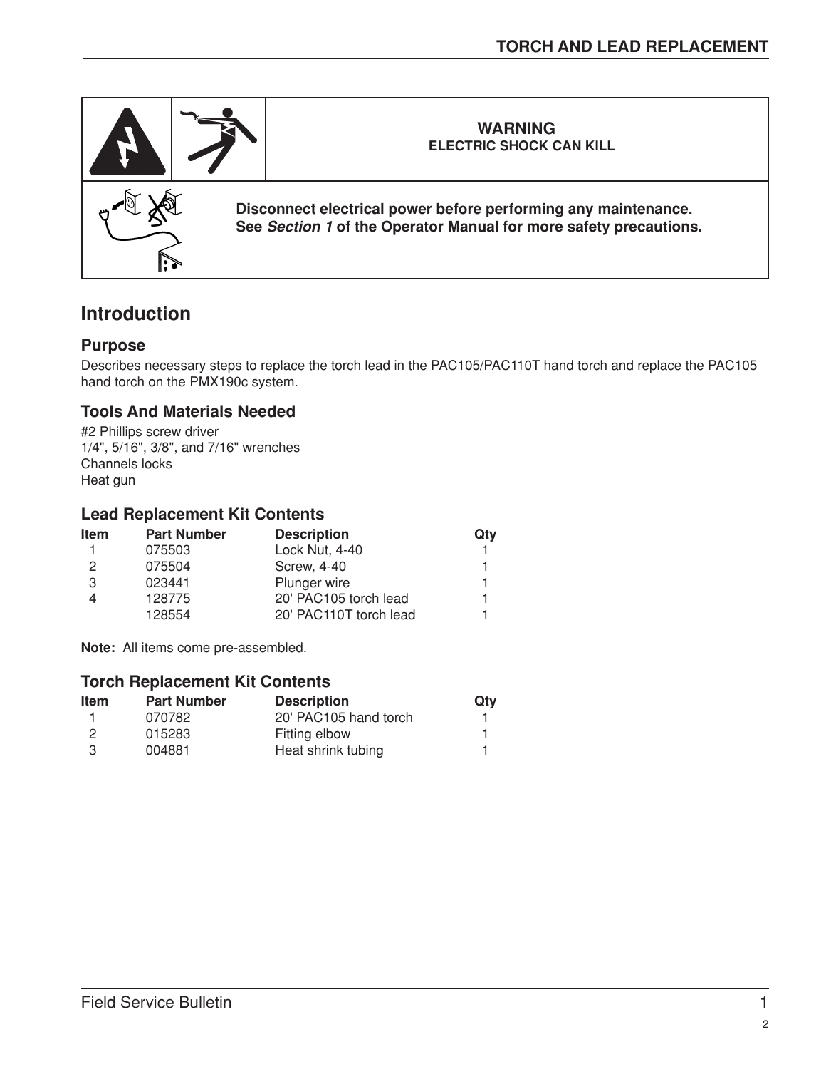**WARNING**
**ELECTRIC SHOCK CAN KILL**

**Disconnect electrical power before performing any maintenance.**
**See *Section 1* of the Operator Manual for more safety precautions.**

## Introduction

### Purpose

Describes necessary steps to replace the torch lead in the PAC105/PAC110T hand torch and replace the PAC105 hand torch on the PMX190c system.

### Tools And Materials Needed

#2 Phillips screw driver
1/4", 5/16", 3/8", and 7/16" wrenches
Channels locks
Heat gun

### Lead Replacement Kit Contents

| Item | Part Number | Description | Qty |
|---|---|---|---|
| 1 | 075503 | Lock Nut, 4-40 | 1 |
| 2 | 075504 | Screw, 4-40 | 1 |
| 3 | 023441 | Plunger wire | 1 |
| 4 | 128775 | 20' PAC105 torch lead | 1 |
| | 128554 | 20' PAC110T torch lead | 1 |

**Note:** All items come pre-assembled.

### Torch Replacement Kit Contents

| Item | Part Number | Description | Qty |
|---|---|---|---|
| 1 | 070782 | 20' PAC105 hand torch | 1 |
| 2 | 015283 | Fitting elbow | 1 |
| 3 | 004881 | Heat shrink tubing | 1 |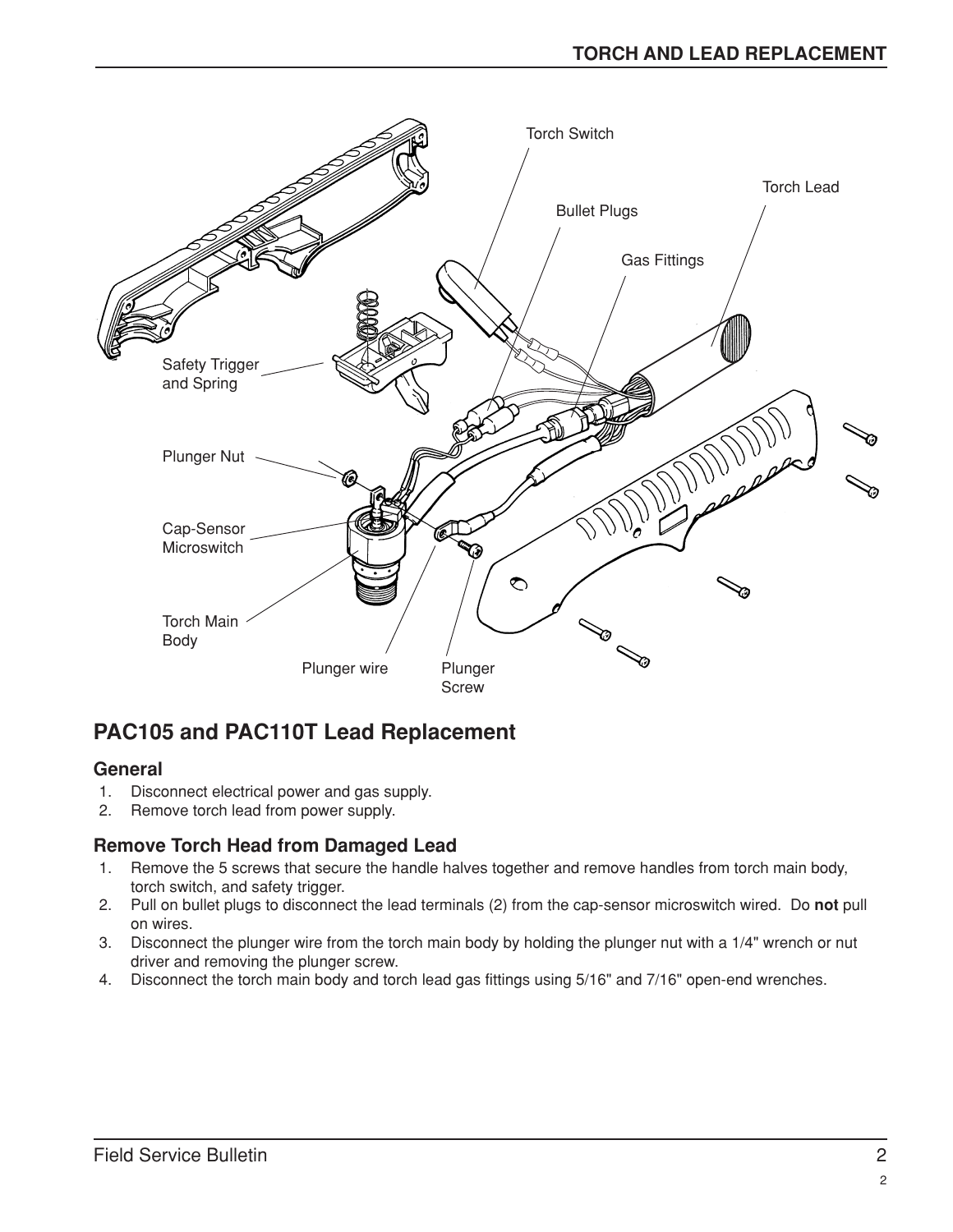## PAC105 and PAC110T Lead Replacement

### General

1. Disconnect electrical power and gas supply.
2. Remove torch lead from power supply.

### Remove Torch Head from Damaged Lead

1. Remove the 5 screws that secure the handle halves together and remove handles from torch main body, torch switch, and safety trigger.
2. Pull on bullet plugs to disconnect the lead terminals (2) from the cap-sensor microswitch wired. Do **not** pull on wires.
3. Disconnect the plunger wire from the torch main body by holding the plunger nut with a 1/4" wrench or nut driver and removing the plunger screw.
4. Disconnect the torch main body and torch lead gas fittings using 5/16" and 7/16" open-end wrenches.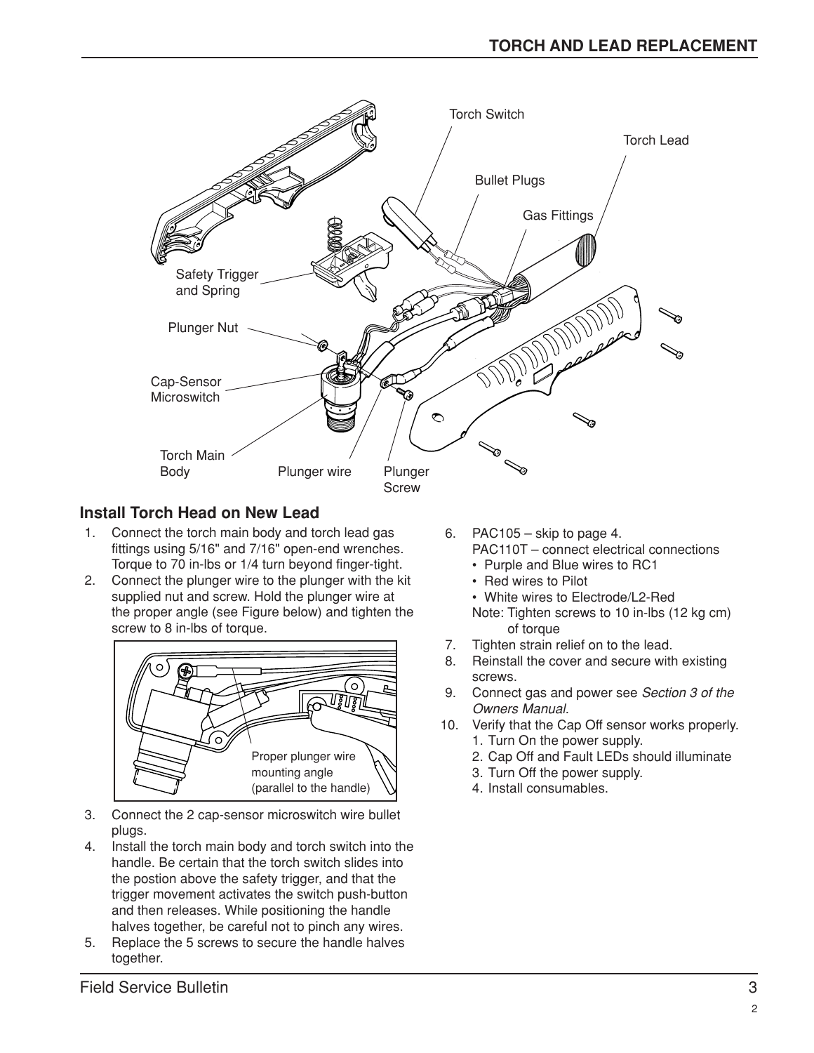## Install Torch Head on New Lead

1. Connect the torch main body and torch lead gas fittings using 5/16" and 7/16" open-end wrenches. Torque to 70 in-lbs or 1/4 turn beyond finger-tight.
2. Connect the plunger wire to the plunger with the kit supplied nut and screw. Hold the plunger wire at the proper angle (see Figure below) and tighten the screw to 8 in-lbs of torque.
3. Connect the 2 cap-sensor microswitch wire bullet plugs.
4. Install the torch main body and torch switch into the handle. Be certain that the torch switch slides into the postion above the safety trigger, and that the trigger movement activates the switch push-button and then releases. While positioning the handle halves together, be careful not to pinch any wires.
5. Replace the 5 screws to secure the handle halves together.
6. PAC105 – skip to page 4.
   PAC110T – connect electrical connections
   - Purple and Blue wires to RC1
   - Red wires to Pilot
   - White wires to Electrode/L2-Red

   Note: Tighten screws to 10 in-lbs (12 kg cm) of torque
7. Tighten strain relief on to the lead.
8. Reinstall the cover and secure with existing screws.
9. Connect gas and power see *Section 3 of the Owners Manual.*
10. Verify that the Cap Off sensor works properly.
    1. Turn On the power supply.
    2. Cap Off and Fault LEDs should illuminate
    3. Turn Off the power supply.
    4. Install consumables.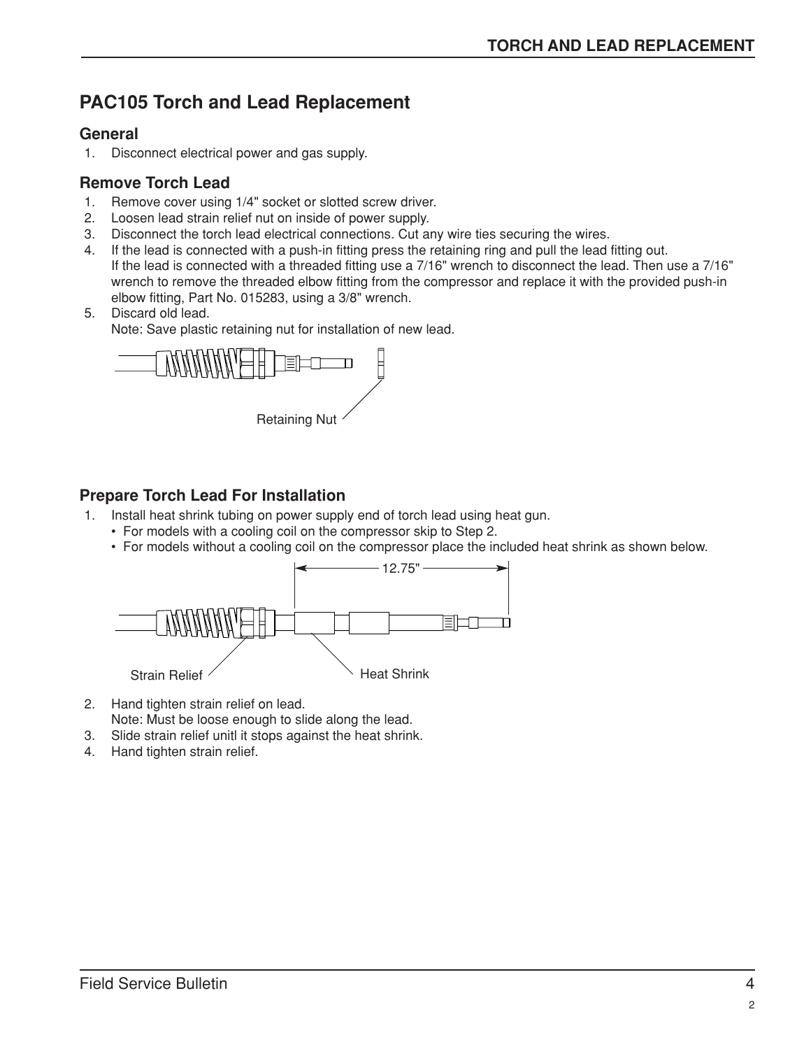# PAC105 Torch and Lead Replacement

## General

1. Disconnect electrical power and gas supply.

## Remove Torch Lead

1. Remove cover using 1/4" socket or slotted screw driver.
2. Loosen lead strain relief nut on inside of power supply.
3. Disconnect the torch lead electrical connections. Cut any wire ties securing the wires.
4. If the lead is connected with a push-in fitting press the retaining ring and pull the lead fitting out.
   If the lead is connected with a threaded fitting use a 7/16" wrench to disconnect the lead. Then use a 7/16" wrench to remove the threaded elbow fitting from the compressor and replace it with the provided push-in elbow fitting, Part No. 015283, using a 3/8" wrench.
5. Discard old lead.
   Note: Save plastic retaining nut for installation of new lead.

Retaining Nut

## Prepare Torch Lead For Installation

1. Install heat shrink tubing on power supply end of torch lead using heat gun.
   - For models with a cooling coil on the compressor skip to Step 2.
   - For models without a cooling coil on the compressor place the included heat shrink as shown below.

12.75"

Strain Relief

Heat Shrink

2. Hand tighten strain relief on lead.
   Note: Must be loose enough to slide along the lead.
3. Slide strain relief unitl it stops against the heat shrink.
4. Hand tighten strain relief.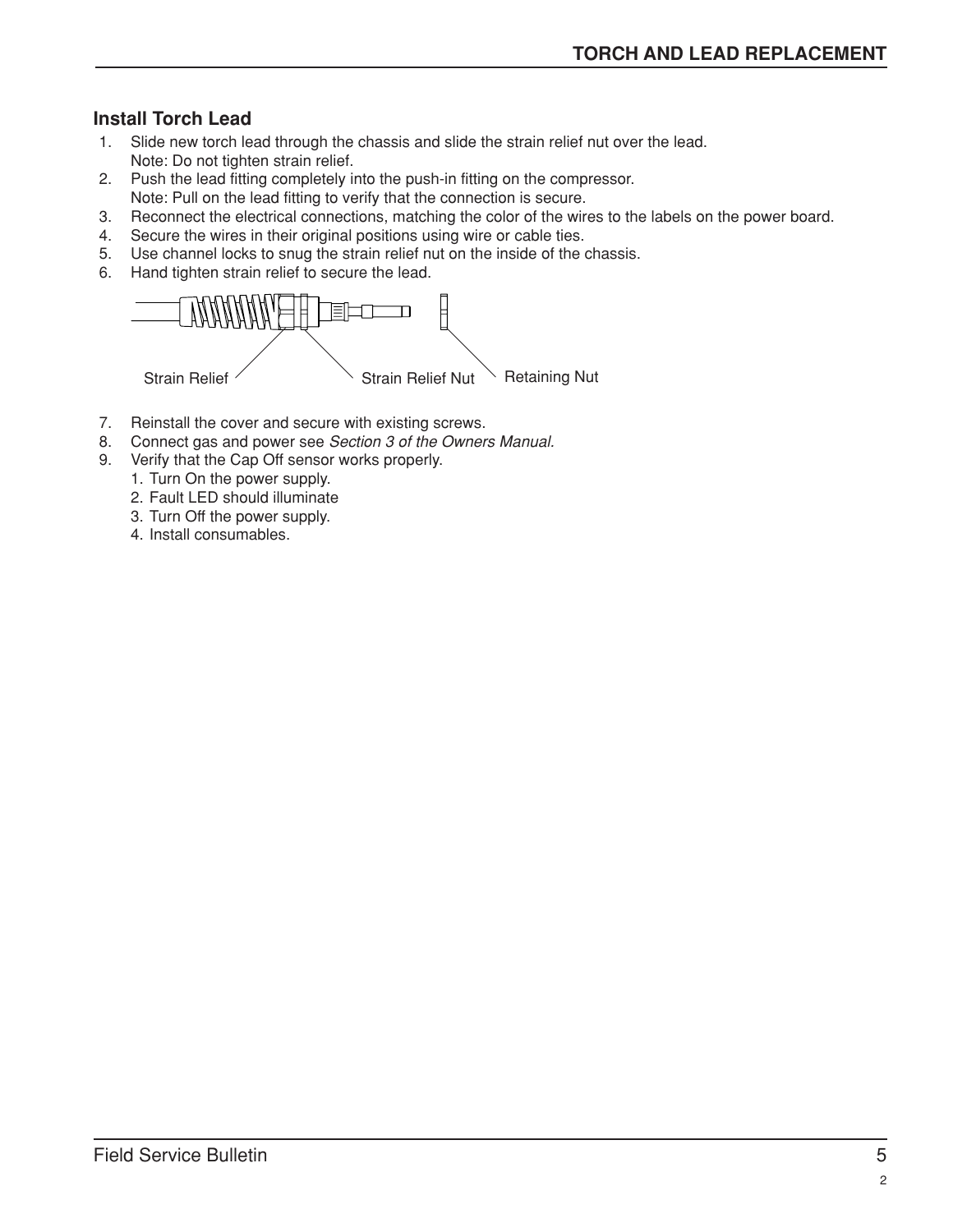## Install Torch Lead

1. Slide new torch lead through the chassis and slide the strain relief nut over the lead.
   Note: Do not tighten strain relief.
2. Push the lead fitting completely into the push-in fitting on the compressor.
   Note: Pull on the lead fitting to verify that the connection is secure.
3. Reconnect the electrical connections, matching the color of the wires to the labels on the power board.
4. Secure the wires in their original positions using wire or cable ties.
5. Use channel locks to snug the strain relief nut on the inside of the chassis.
6. Hand tighten strain relief to secure the lead.

Strain Relief
Strain Relief Nut
Retaining Nut

7. Reinstall the cover and secure with existing screws.
8. Connect gas and power see *Section 3 of the Owners Manual.*
9. Verify that the Cap Off sensor works properly.
   1. Turn On the power supply.
   2. Fault LED should illuminate
   3. Turn Off the power supply.
   4. Install consumables.